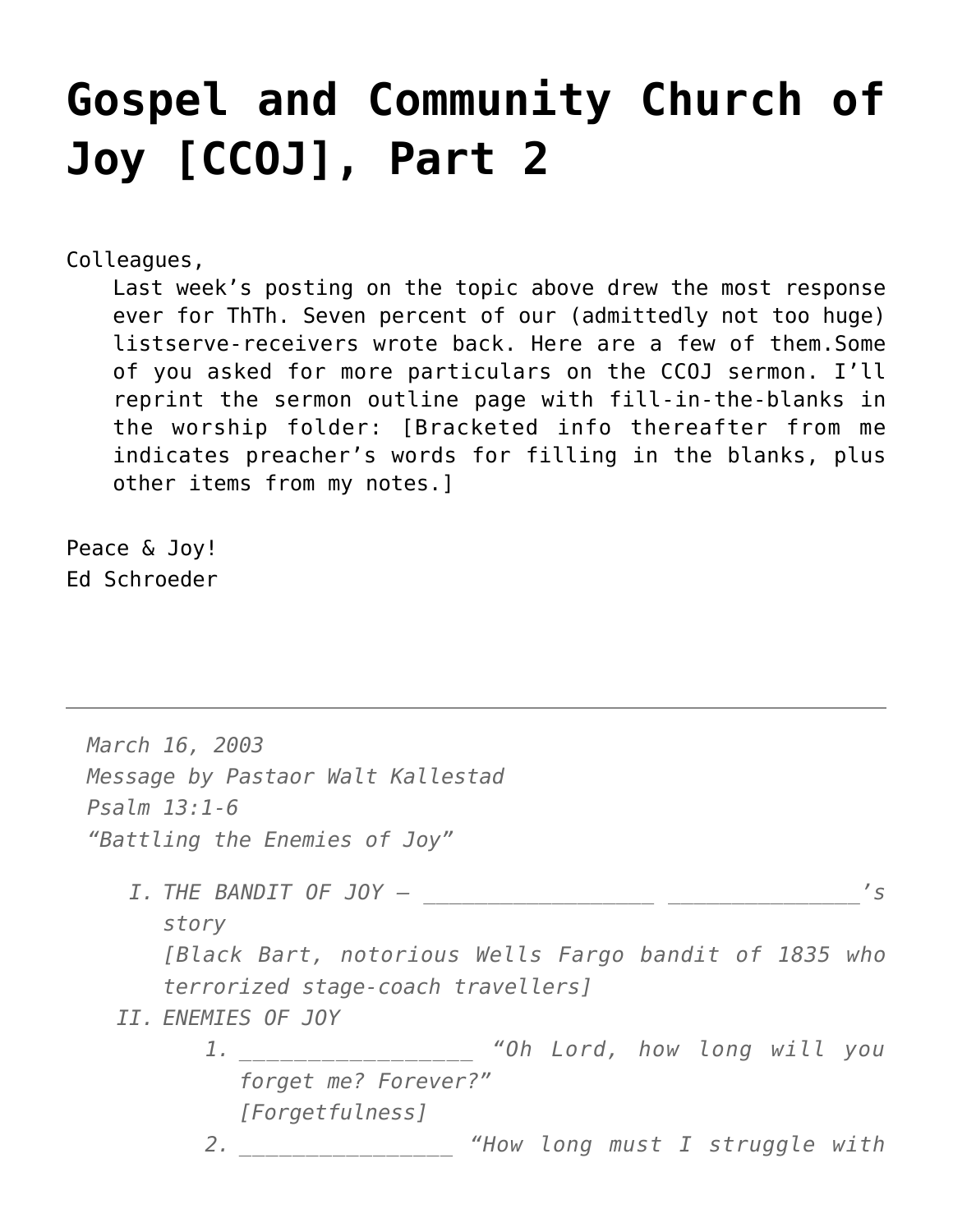# Gospel and Community Church of Joy [CCOJ], Part 2

Colleagues,

Last week's posting on the topic above drew the most response ever for ThTh. Seven percent of our (admittedly not too huge) listserve-receivers wrote back. Here are a few of them.Some of you asked for more particulars on the CCOJ sermon. I'll reprint the sermon outline page with fill-in-the-blanks in the worship folder: [Bracketed info thereafter from me indicates preacher's words for filling in the blanks, plus other items from my notes.]

Peace & Joy!
Ed Schroeder

---

*March 16, 2003*
*Message by Pastaor Walt Kallestad*
*Psalm 13:1-6*
*"Battling the Enemies of Joy"*

I. *THE BANDIT OF JOY – ________________ ______________'s story*
   *[Black Bart, notorious Wells Fargo bandit of 1835 who terrorized stage-coach travellers]*
II. *ENEMIES OF JOY*
   1. *________________ "Oh Lord, how long will you forget me? Forever?"*
      *[Forgetfulness]*
   2. *_______________ "How long must I struggle with*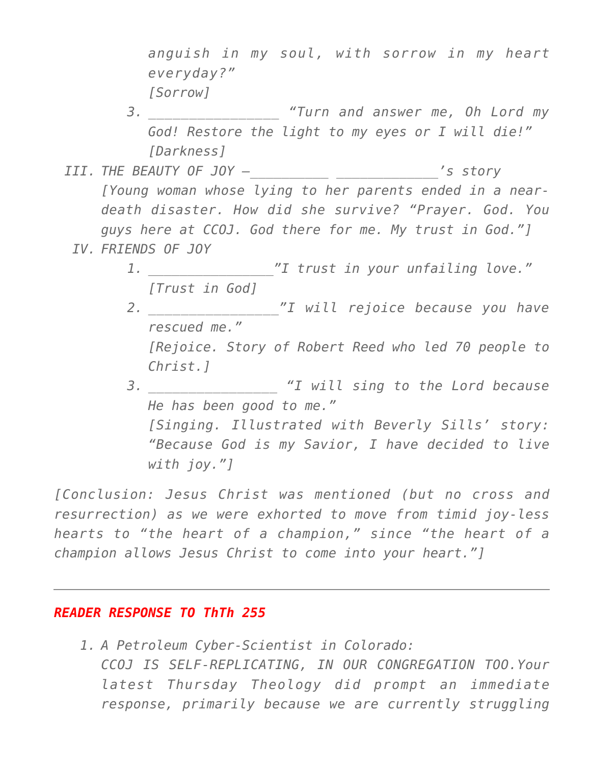*anguish in my soul, with sorrow in my heart everyday?"*
*[Sorrow]*

3. *________________ "Turn and answer me, Oh Lord my God! Restore the light to my eyes or I will die!"*
   *[Darkness]*

III. *THE BEAUTY OF JOY –__________ _____________'s story*
*[Young woman whose lying to her parents ended in a near-death disaster. How did she survive? "Prayer. God. You guys here at CCOJ. God there for me. My trust in God."]*

IV. *FRIENDS OF JOY*

1. *________________"I trust in your unfailing love."*
   *[Trust in God]*
2. *________________"I will rejoice because you have rescued me."*
   *[Rejoice. Story of Robert Reed who led 70 people to Christ.]*
3. *________________ "I will sing to the Lord because He has been good to me."*
   *[Singing. Illustrated with Beverly Sills' story: "Because God is my Savior, I have decided to live with joy."]*

*[Conclusion: Jesus Christ was mentioned (but no cross and resurrection) as we were exhorted to move from timid joy-less hearts to "the heart of a champion," since "the heart of a champion allows Jesus Christ to come into your heart."]*

---

## ***READER RESPONSE TO ThTh 255***

1. *A Petroleum Cyber-Scientist in Colorado:*
   *CCOJ IS SELF-REPLICATING, IN OUR CONGREGATION TOO.Your latest Thursday Theology did prompt an immediate response, primarily because we are currently struggling*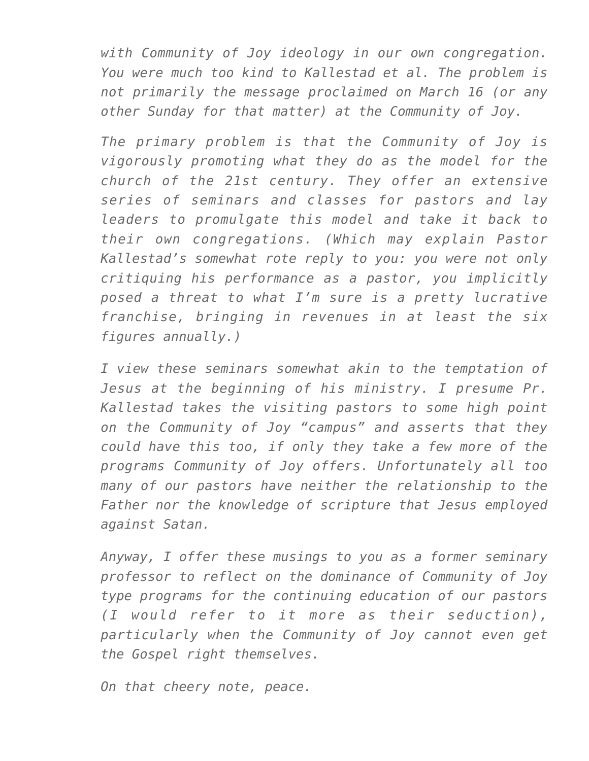*with Community of Joy ideology in our own congregation. You were much too kind to Kallestad et al. The problem is not primarily the message proclaimed on March 16 (or any other Sunday for that matter) at the Community of Joy.*

*The primary problem is that the Community of Joy is vigorously promoting what they do as the model for the church of the 21st century. They offer an extensive series of seminars and classes for pastors and lay leaders to promulgate this model and take it back to their own congregations. (Which may explain Pastor Kallestad's somewhat rote reply to you: you were not only critiquing his performance as a pastor, you implicitly posed a threat to what I'm sure is a pretty lucrative franchise, bringing in revenues in at least the six figures annually.)*

*I view these seminars somewhat akin to the temptation of Jesus at the beginning of his ministry. I presume Pr. Kallestad takes the visiting pastors to some high point on the Community of Joy "campus" and asserts that they could have this too, if only they take a few more of the programs Community of Joy offers. Unfortunately all too many of our pastors have neither the relationship to the Father nor the knowledge of scripture that Jesus employed against Satan.*

*Anyway, I offer these musings to you as a former seminary professor to reflect on the dominance of Community of Joy type programs for the continuing education of our pastors (I would refer to it more as their seduction), particularly when the Community of Joy cannot even get the Gospel right themselves.*

*On that cheery note, peace.*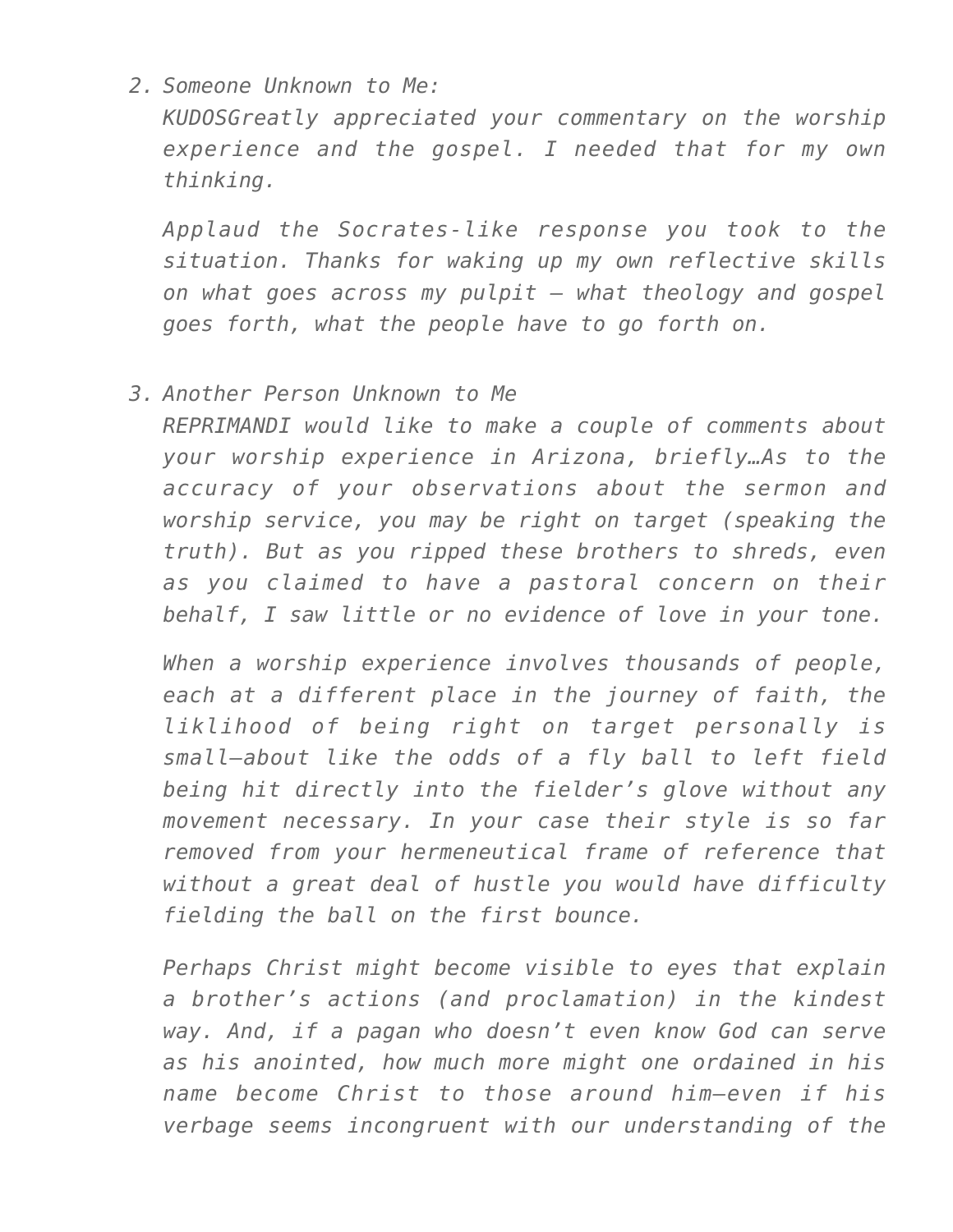2. *Someone Unknown to Me:*
   *KUDOSGreatly appreciated your commentary on the worship experience and the gospel. I needed that for my own thinking.*

   *Applaud the Socrates-like response you took to the situation. Thanks for waking up my own reflective skills on what goes across my pulpit – what theology and gospel goes forth, what the people have to go forth on.*

3. *Another Person Unknown to Me*
   *REPRIMANDI would like to make a couple of comments about your worship experience in Arizona, briefly…As to the accuracy of your observations about the sermon and worship service, you may be right on target (speaking the truth). But as you ripped these brothers to shreds, even as you claimed to have a pastoral concern on their behalf, I saw little or no evidence of love in your tone.*

   *When a worship experience involves thousands of people, each at a different place in the journey of faith, the liklihood of being right on target personally is small—about like the odds of a fly ball to left field being hit directly into the fielder's glove without any movement necessary. In your case their style is so far removed from your hermeneutical frame of reference that without a great deal of hustle you would have difficulty fielding the ball on the first bounce.*

   *Perhaps Christ might become visible to eyes that explain a brother's actions (and proclamation) in the kindest way. And, if a pagan who doesn't even know God can serve as his anointed, how much more might one ordained in his name become Christ to those around him—even if his verbage seems incongruent with our understanding of the*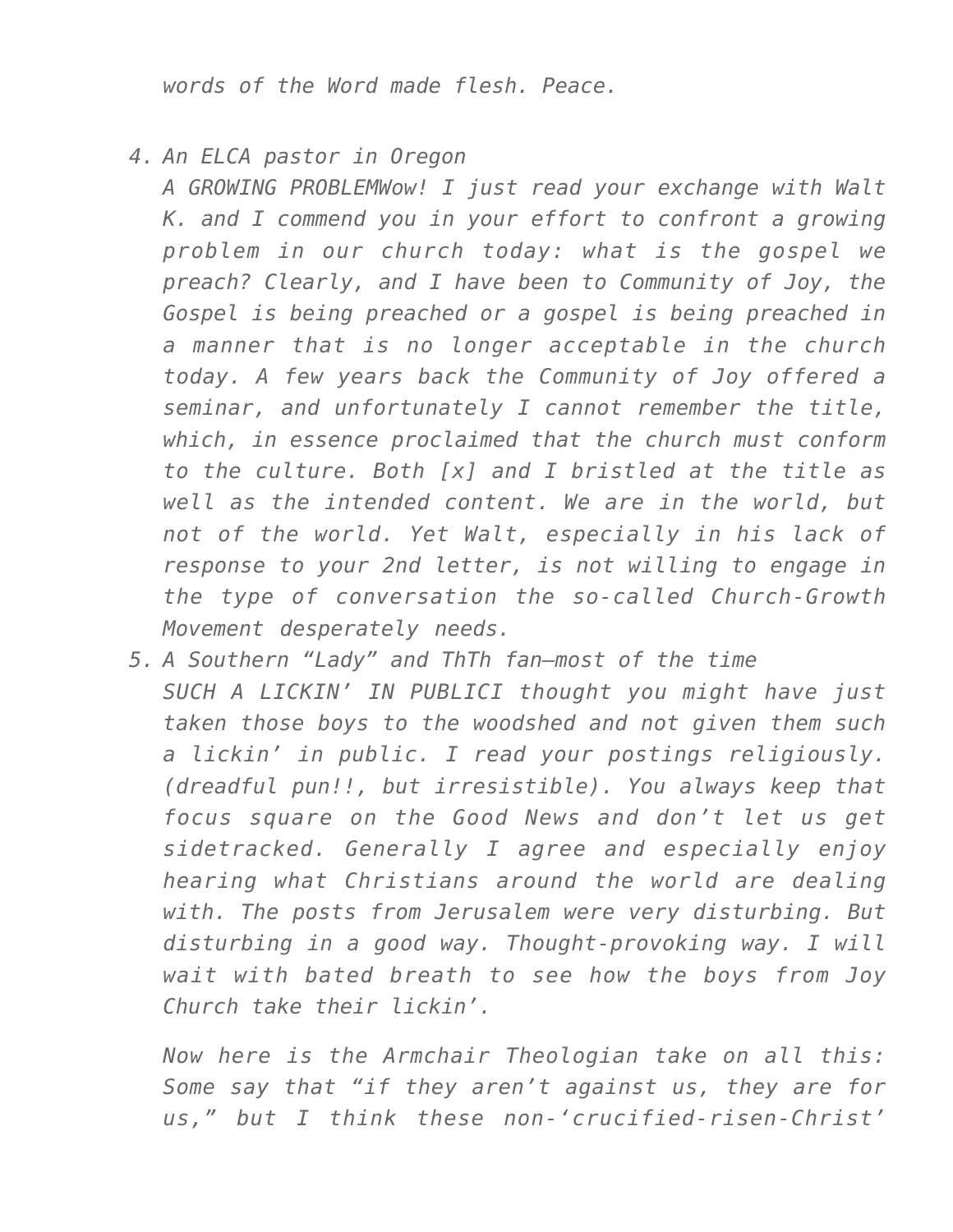*words of the Word made flesh. Peace.*

4. *An ELCA pastor in Oregon*
   *A GROWING PROBLEMWow! I just read your exchange with Walt K. and I commend you in your effort to confront a growing problem in our church today: what is the gospel we preach? Clearly, and I have been to Community of Joy, the Gospel is being preached or a gospel is being preached in a manner that is no longer acceptable in the church today. A few years back the Community of Joy offered a seminar, and unfortunately I cannot remember the title, which, in essence proclaimed that the church must conform to the culture. Both [x] and I bristled at the title as well as the intended content. We are in the world, but not of the world. Yet Walt, especially in his lack of response to your 2nd letter, is not willing to engage in the type of conversation the so-called Church-Growth Movement desperately needs.*
5. *A Southern "Lady" and ThTh fan—most of the time*
   *SUCH A LICKIN' IN PUBLICI thought you might have just taken those boys to the woodshed and not given them such a lickin' in public. I read your postings religiously. (dreadful pun!!, but irresistible). You always keep that focus square on the Good News and don't let us get sidetracked. Generally I agree and especially enjoy hearing what Christians around the world are dealing with. The posts from Jerusalem were very disturbing. But disturbing in a good way. Thought-provoking way. I will wait with bated breath to see how the boys from Joy Church take their lickin'.*

   *Now here is the Armchair Theologian take on all this: Some say that "if they aren't against us, they are for us," but I think these non-'crucified-risen-Christ'*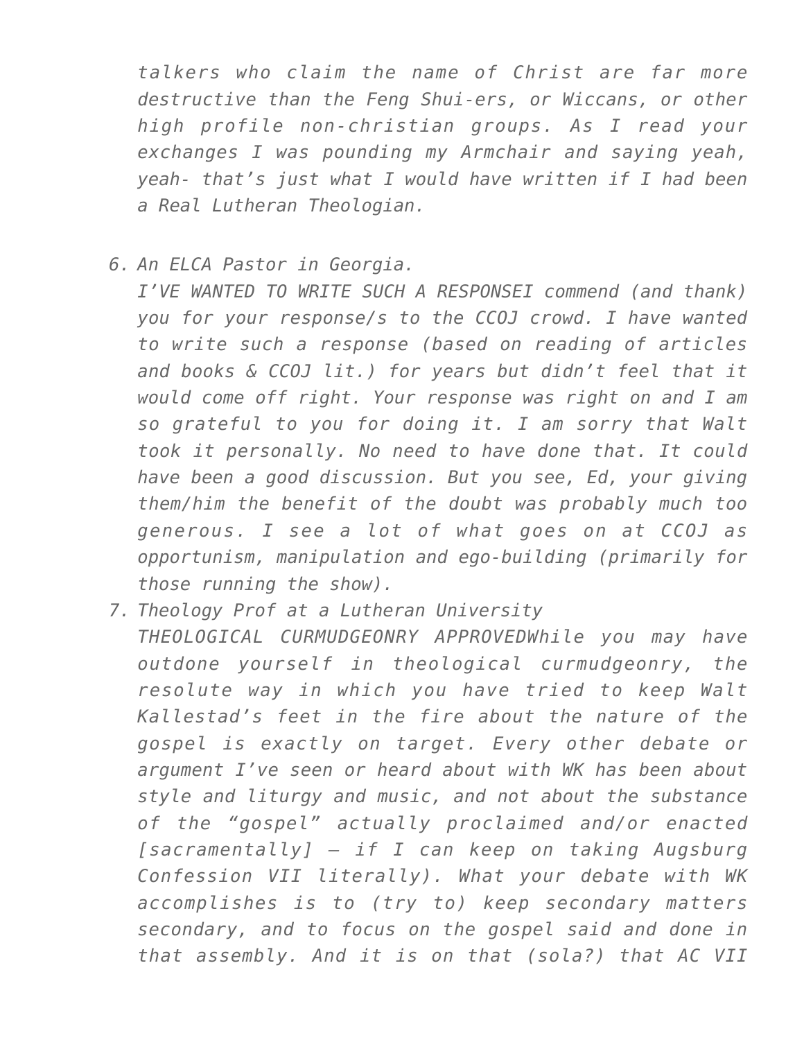*talkers who claim the name of Christ are far more destructive than the Feng Shui-ers, or Wiccans, or other high profile non-christian groups. As I read your exchanges I was pounding my Armchair and saying yeah, yeah- that's just what I would have written if I had been a Real Lutheran Theologian.*

6. *An ELCA Pastor in Georgia.*
   *I'VE WANTED TO WRITE SUCH A RESPONSEI commend (and thank) you for your response/s to the CCOJ crowd. I have wanted to write such a response (based on reading of articles and books & CCOJ lit.) for years but didn't feel that it would come off right. Your response was right on and I am so grateful to you for doing it. I am sorry that Walt took it personally. No need to have done that. It could have been a good discussion. But you see, Ed, your giving them/him the benefit of the doubt was probably much too generous. I see a lot of what goes on at CCOJ as opportunism, manipulation and ego-building (primarily for those running the show).*
7. *Theology Prof at a Lutheran University*
   *THEOLOGICAL CURMUDGEONRY APPROVEDWhile you may have outdone yourself in theological curmudgeonry, the resolute way in which you have tried to keep Walt Kallestad's feet in the fire about the nature of the gospel is exactly on target. Every other debate or argument I've seen or heard about with WK has been about style and liturgy and music, and not about the substance of the "gospel" actually proclaimed and/or enacted [sacramentally] – if I can keep on taking Augsburg Confession VII literally). What your debate with WK accomplishes is to (try to) keep secondary matters secondary, and to focus on the gospel said and done in that assembly. And it is on that (sola?) that AC VII*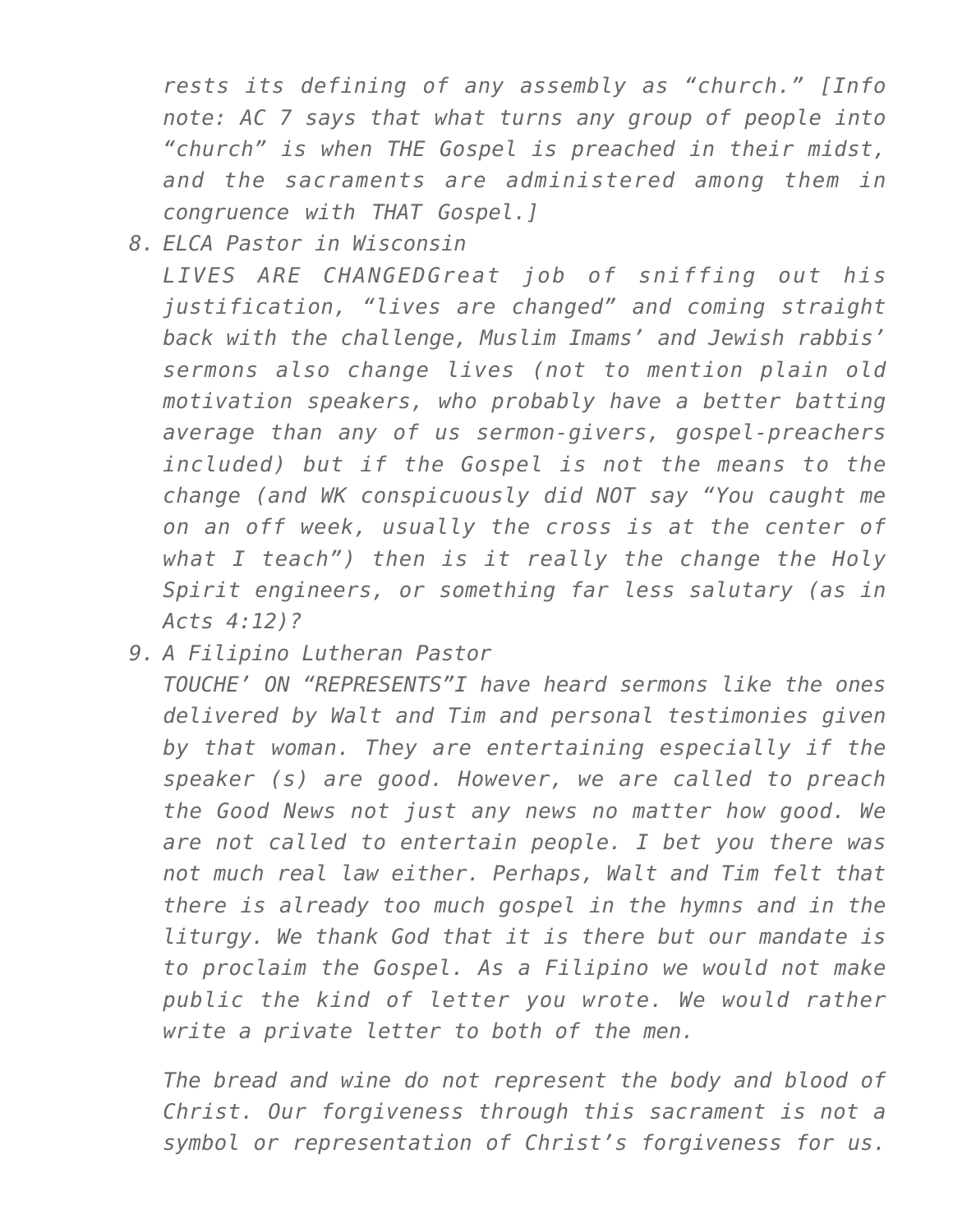*rests its defining of any assembly as "church." [Info note: AC 7 says that what turns any group of people into "church" is when THE Gospel is preached in their midst, and the sacraments are administered among them in congruence with THAT Gospel.]*

8. *ELCA Pastor in Wisconsin*
   *LIVES ARE CHANGEDGreat job of sniffing out his justification, "lives are changed" and coming straight back with the challenge, Muslim Imams' and Jewish rabbis' sermons also change lives (not to mention plain old motivation speakers, who probably have a better batting average than any of us sermon-givers, gospel-preachers included) but if the Gospel is not the means to the change (and WK conspicuously did NOT say "You caught me on an off week, usually the cross is at the center of what I teach") then is it really the change the Holy Spirit engineers, or something far less salutary (as in Acts 4:12)?*
9. *A Filipino Lutheran Pastor*
   *TOUCHE' ON "REPRESENTS"I have heard sermons like the ones delivered by Walt and Tim and personal testimonies given by that woman. They are entertaining especially if the speaker (s) are good. However, we are called to preach the Good News not just any news no matter how good. We are not called to entertain people. I bet you there was not much real law either. Perhaps, Walt and Tim felt that there is already too much gospel in the hymns and in the liturgy. We thank God that it is there but our mandate is to proclaim the Gospel. As a Filipino we would not make public the kind of letter you wrote. We would rather write a private letter to both of the men.*

   *The bread and wine do not represent the body and blood of Christ. Our forgiveness through this sacrament is not a symbol or representation of Christ's forgiveness for us.*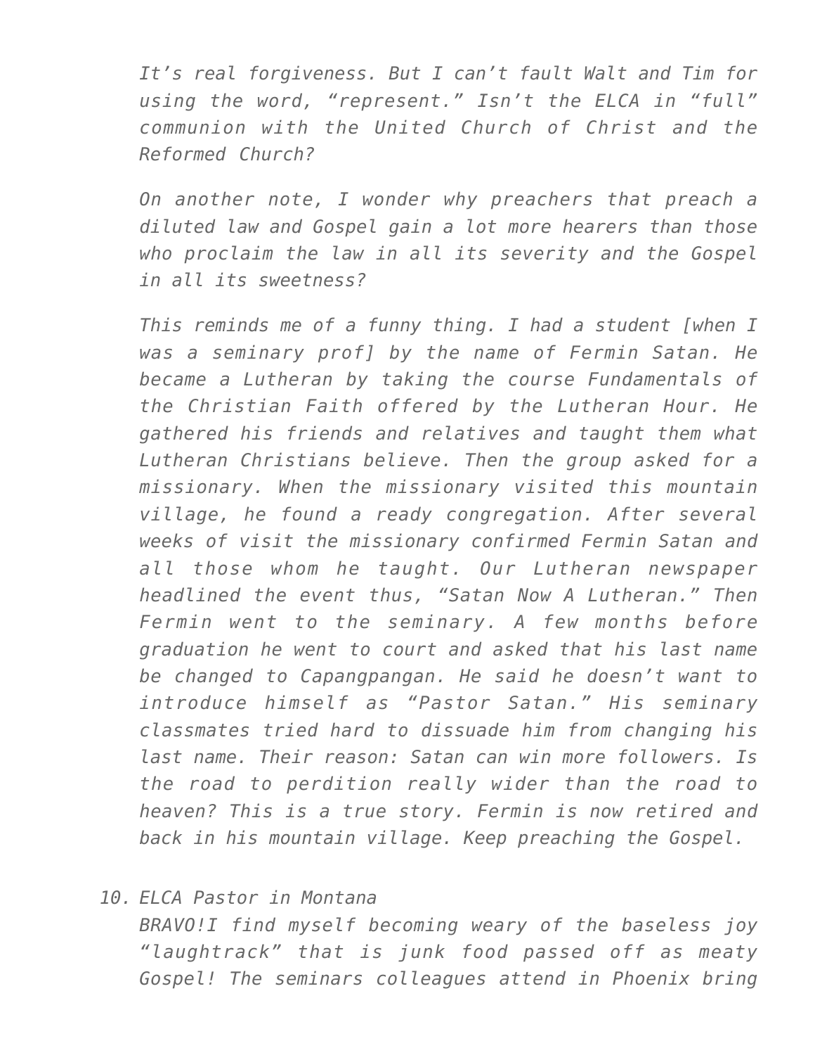*It's real forgiveness. But I can't fault Walt and Tim for using the word, "represent." Isn't the ELCA in "full" communion with the United Church of Christ and the Reformed Church?*

*On another note, I wonder why preachers that preach a diluted law and Gospel gain a lot more hearers than those who proclaim the law in all its severity and the Gospel in all its sweetness?*

*This reminds me of a funny thing. I had a student [when I was a seminary prof] by the name of Fermin Satan. He became a Lutheran by taking the course Fundamentals of the Christian Faith offered by the Lutheran Hour. He gathered his friends and relatives and taught them what Lutheran Christians believe. Then the group asked for a missionary. When the missionary visited this mountain village, he found a ready congregation. After several weeks of visit the missionary confirmed Fermin Satan and all those whom he taught. Our Lutheran newspaper headlined the event thus, "Satan Now A Lutheran." Then Fermin went to the seminary. A few months before graduation he went to court and asked that his last name be changed to Capangpangan. He said he doesn't want to introduce himself as "Pastor Satan." His seminary classmates tried hard to dissuade him from changing his last name. Their reason: Satan can win more followers. Is the road to perdition really wider than the road to heaven? This is a true story. Fermin is now retired and back in his mountain village. Keep preaching the Gospel.*

10. *ELCA Pastor in Montana*
    *BRAVO!I find myself becoming weary of the baseless joy "laughtrack" that is junk food passed off as meaty Gospel! The seminars colleagues attend in Phoenix bring*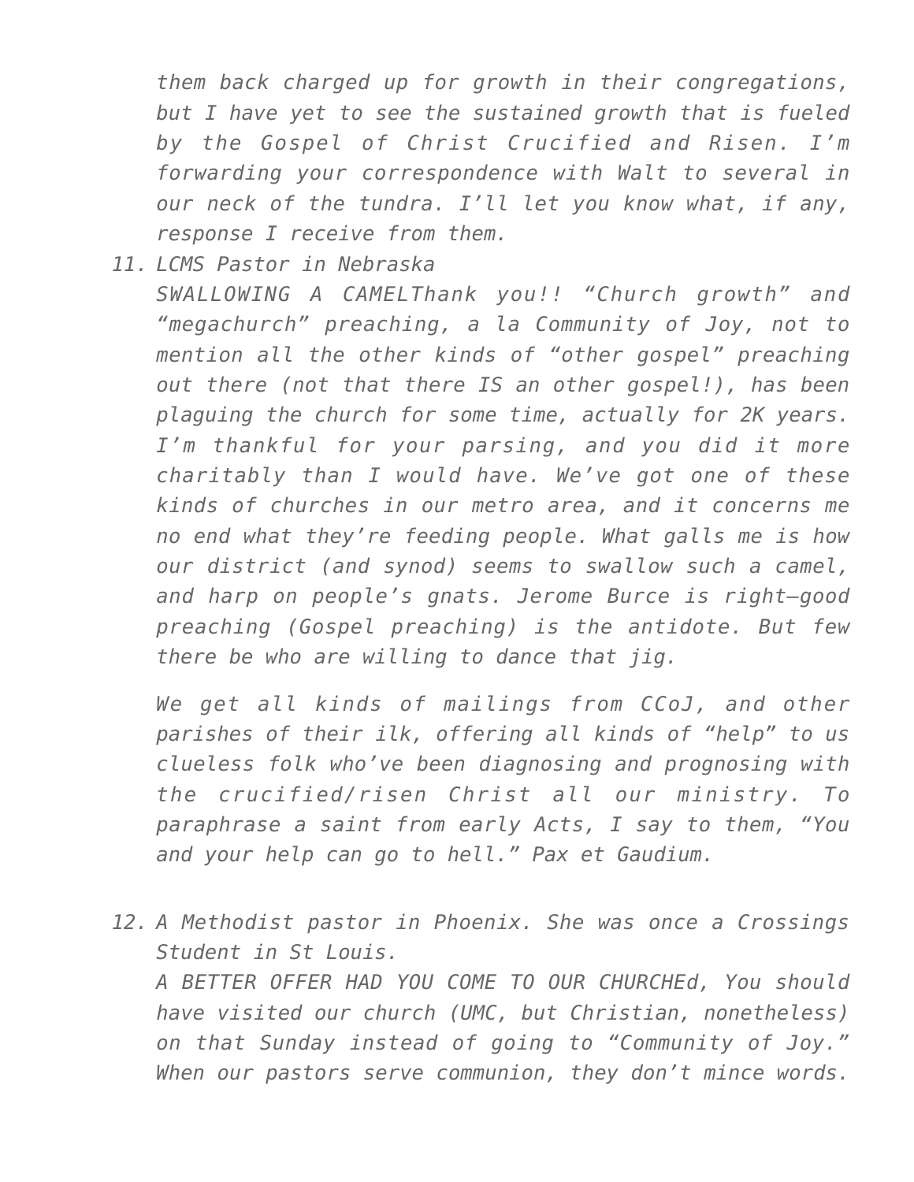*them back charged up for growth in their congregations, but I have yet to see the sustained growth that is fueled by the Gospel of Christ Crucified and Risen. I'm forwarding your correspondence with Walt to several in our neck of the tundra. I'll let you know what, if any, response I receive from them.*

11. *LCMS Pastor in Nebraska*
    *SWALLOWING A CAMELThank you!! "Church growth" and "megachurch" preaching, a la Community of Joy, not to mention all the other kinds of "other gospel" preaching out there (not that there IS an other gospel!), has been plaguing the church for some time, actually for 2K years. I'm thankful for your parsing, and you did it more charitably than I would have. We've got one of these kinds of churches in our metro area, and it concerns me no end what they're feeding people. What galls me is how our district (and synod) seems to swallow such a camel, and harp on people's gnats. Jerome Burce is right—good preaching (Gospel preaching) is the antidote. But few there be who are willing to dance that jig.*

    *We get all kinds of mailings from CCoJ, and other parishes of their ilk, offering all kinds of "help" to us clueless folk who've been diagnosing and prognosing with the crucified/risen Christ all our ministry. To paraphrase a saint from early Acts, I say to them, "You and your help can go to hell." Pax et Gaudium.*

12. *A Methodist pastor in Phoenix. She was once a Crossings Student in St Louis.*
    *A BETTER OFFER HAD YOU COME TO OUR CHURCHEd, You should have visited our church (UMC, but Christian, nonetheless) on that Sunday instead of going to "Community of Joy." When our pastors serve communion, they don't mince words.*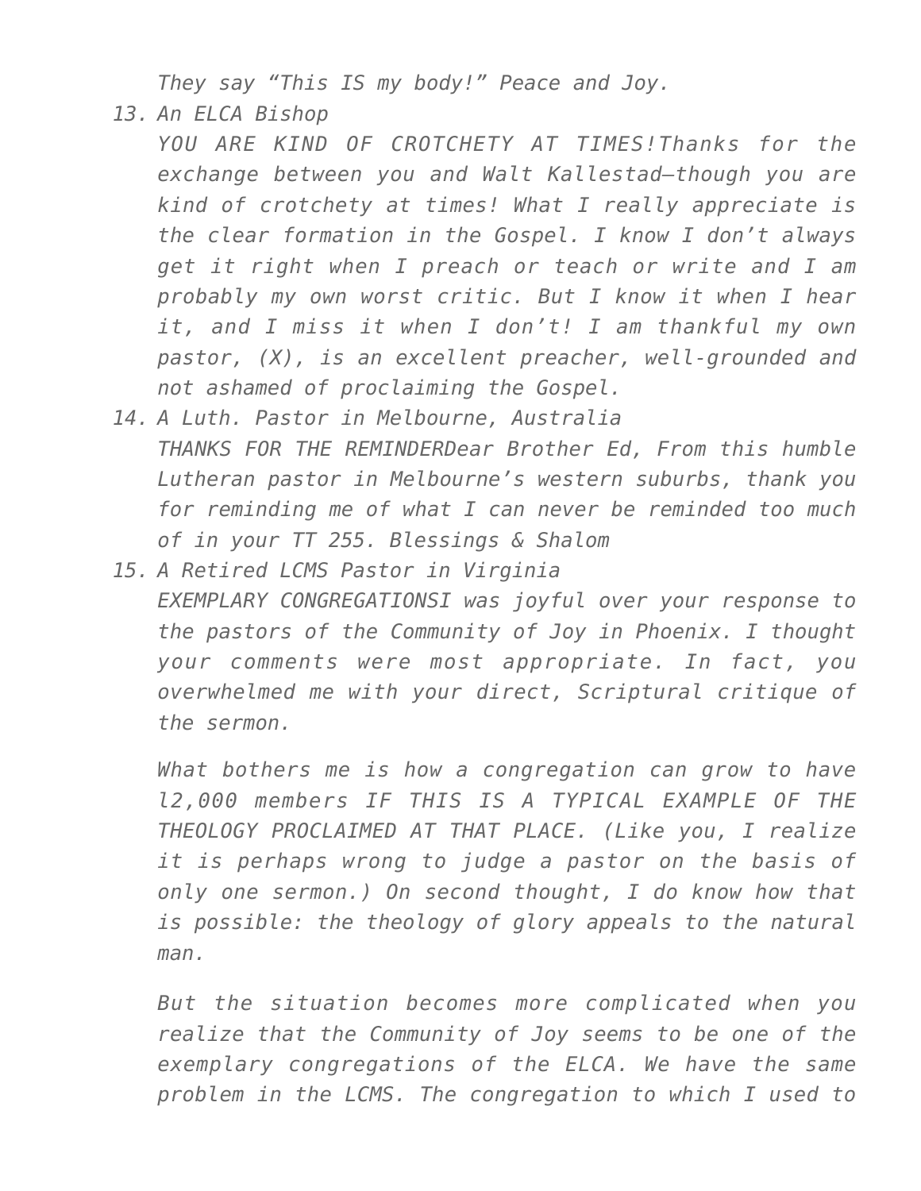*They say “This IS my body!” Peace and Joy.*

13. *An ELCA Bishop*

    *YOU ARE KIND OF CROTCHETY AT TIMES!Thanks for the exchange between you and Walt Kallestad—though you are kind of crotchety at times! What I really appreciate is the clear formation in the Gospel. I know I don’t always get it right when I preach or teach or write and I am probably my own worst critic. But I know it when I hear it, and I miss it when I don’t! I am thankful my own pastor, (X), is an excellent preacher, well-grounded and not ashamed of proclaiming the Gospel.*

14. *A Luth. Pastor in Melbourne, Australia*

    *THANKS FOR THE REMINDERDear Brother Ed, From this humble Lutheran pastor in Melbourne’s western suburbs, thank you for reminding me of what I can never be reminded too much of in your TT 255. Blessings & Shalom*

15. *A Retired LCMS Pastor in Virginia*

    *EXEMPLARY CONGREGATIONSI was joyful over your response to the pastors of the Community of Joy in Phoenix. I thought your comments were most appropriate. In fact, you overwhelmed me with your direct, Scriptural critique of the sermon.*

    *What bothers me is how a congregation can grow to have l2,000 members IF THIS IS A TYPICAL EXAMPLE OF THE THEOLOGY PROCLAIMED AT THAT PLACE. (Like you, I realize it is perhaps wrong to judge a pastor on the basis of only one sermon.) On second thought, I do know how that is possible: the theology of glory appeals to the natural man.*

    *But the situation becomes more complicated when you realize that the Community of Joy seems to be one of the exemplary congregations of the ELCA. We have the same problem in the LCMS. The congregation to which I used to*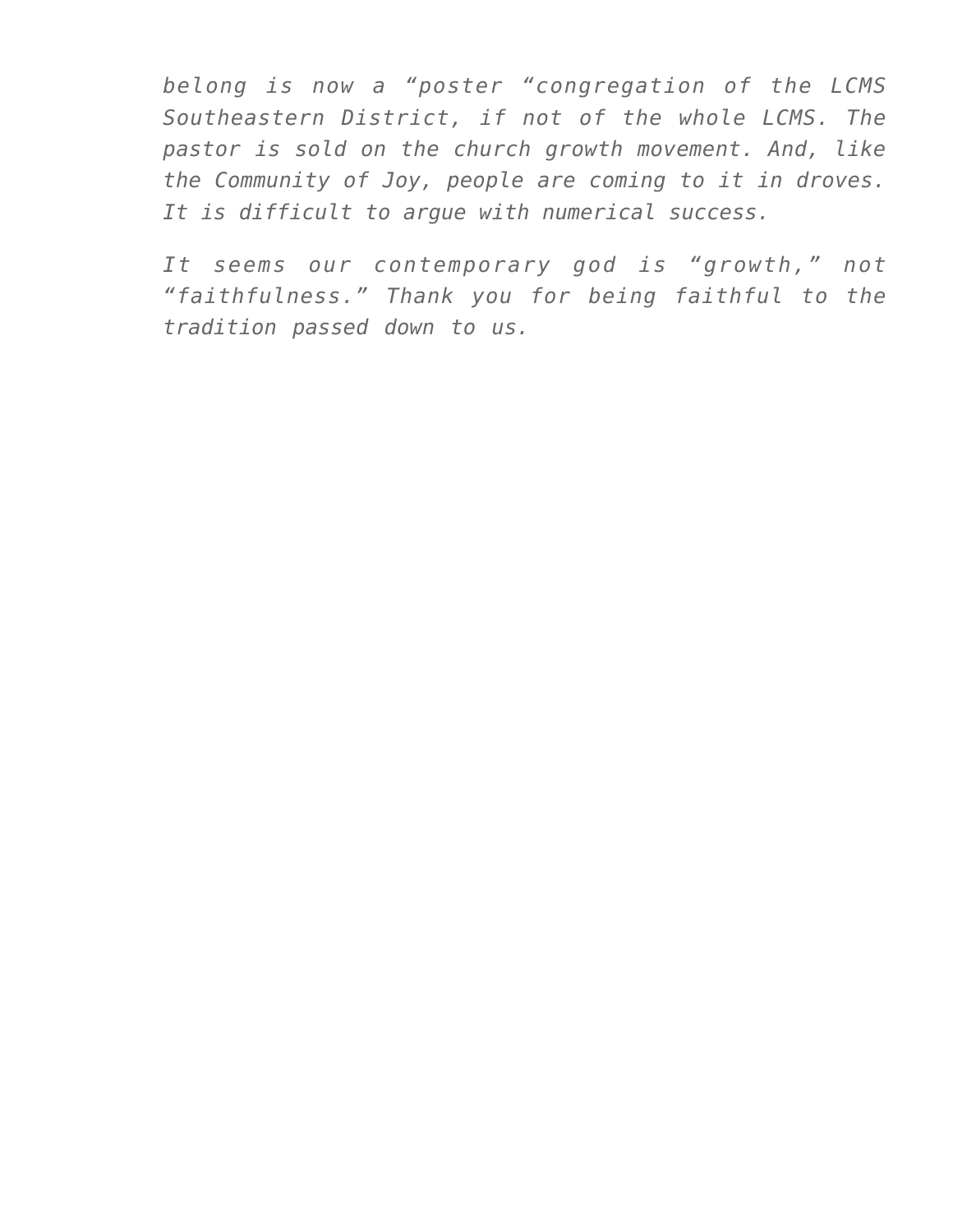*belong is now a "poster "congregation of the LCMS Southeastern District, if not of the whole LCMS. The pastor is sold on the church growth movement. And, like the Community of Joy, people are coming to it in droves. It is difficult to argue with numerical success.*

*It seems our contemporary god is "growth," not "faithfulness." Thank you for being faithful to the tradition passed down to us.*